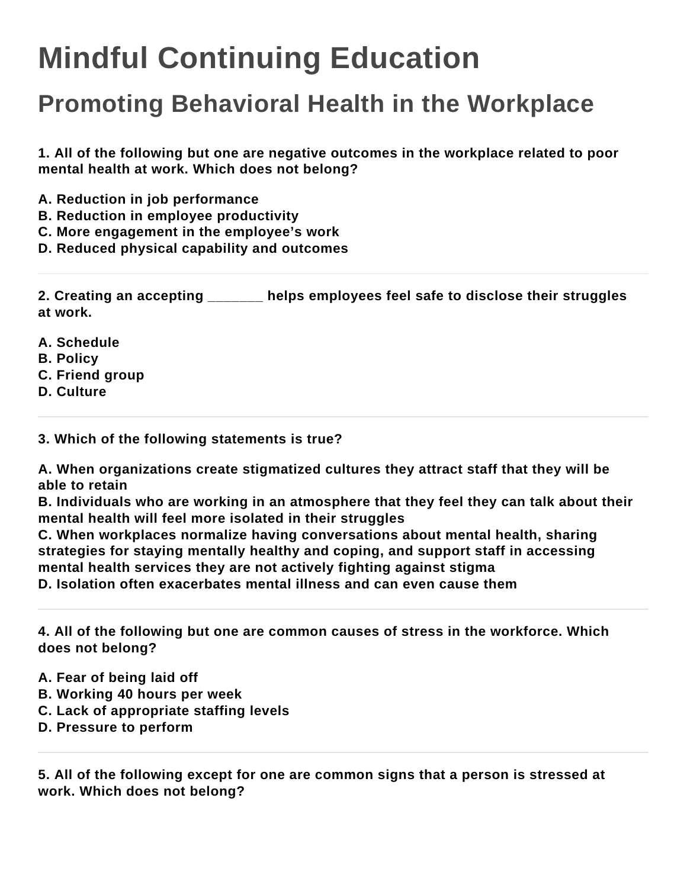# Mindful Continuing Education

## Promoting Behavioral Health in the Workplace

**1. All of the following but one are negative outcomes in the workplace related to poor mental health at work. Which does not belong?**

**A. Reduction in job performance**
**B. Reduction in employee productivity**
**C. More engagement in the employee's work**
**D. Reduced physical capability and outcomes**

---

**2. Creating an accepting _______ helps employees feel safe to disclose their struggles at work.**

**A. Schedule**
**B. Policy**
**C. Friend group**
**D. Culture**

---

**3. Which of the following statements is true?**

**A. When organizations create stigmatized cultures they attract staff that they will be able to retain**
**B. Individuals who are working in an atmosphere that they feel they can talk about their mental health will feel more isolated in their struggles**
**C. When workplaces normalize having conversations about mental health, sharing strategies for staying mentally healthy and coping, and support staff in accessing mental health services they are not actively fighting against stigma**
**D. Isolation often exacerbates mental illness and can even cause them**

---

**4. All of the following but one are common causes of stress in the workforce. Which does not belong?**

**A. Fear of being laid off**
**B. Working 40 hours per week**
**C. Lack of appropriate staffing levels**
**D. Pressure to perform**

---

**5. All of the following except for one are common signs that a person is stressed at work. Which does not belong?**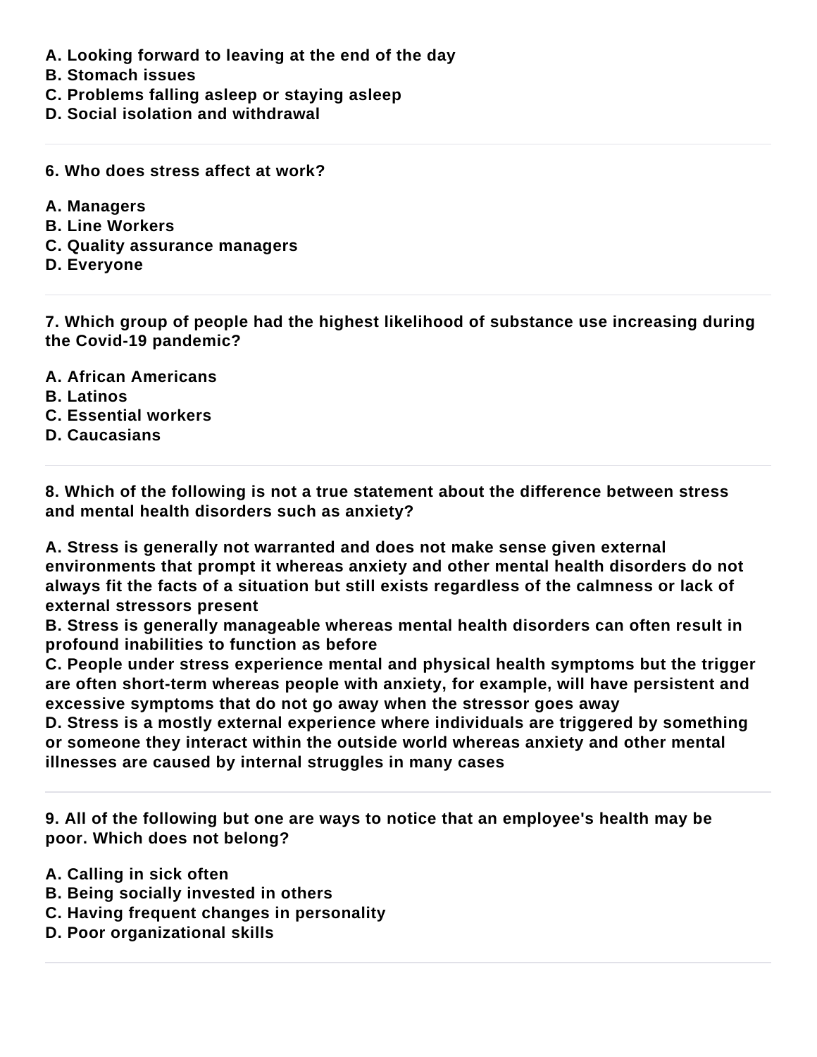**A. Looking forward to leaving at the end of the day**
**B. Stomach issues**
**C. Problems falling asleep or staying asleep**
**D. Social isolation and withdrawal**

---

**6. Who does stress affect at work?**

**A. Managers**
**B. Line Workers**
**C. Quality assurance managers**
**D. Everyone**

---

**7. Which group of people had the highest likelihood of substance use increasing during the Covid-19 pandemic?**

**A. African Americans**
**B. Latinos**
**C. Essential workers**
**D. Caucasians**

---

**8. Which of the following is not a true statement about the difference between stress and mental health disorders such as anxiety?**

**A. Stress is generally not warranted and does not make sense given external environments that prompt it whereas anxiety and other mental health disorders do not always fit the facts of a situation but still exists regardless of the calmness or lack of external stressors present**
**B. Stress is generally manageable whereas mental health disorders can often result in profound inabilities to function as before**
**C. People under stress experience mental and physical health symptoms but the trigger are often short-term whereas people with anxiety, for example, will have persistent and excessive symptoms that do not go away when the stressor goes away**
**D. Stress is a mostly external experience where individuals are triggered by something or someone they interact within the outside world whereas anxiety and other mental illnesses are caused by internal struggles in many cases**

---

**9. All of the following but one are ways to notice that an employee's health may be poor. Which does not belong?**

**A. Calling in sick often**
**B. Being socially invested in others**
**C. Having frequent changes in personality**
**D. Poor organizational skills**

---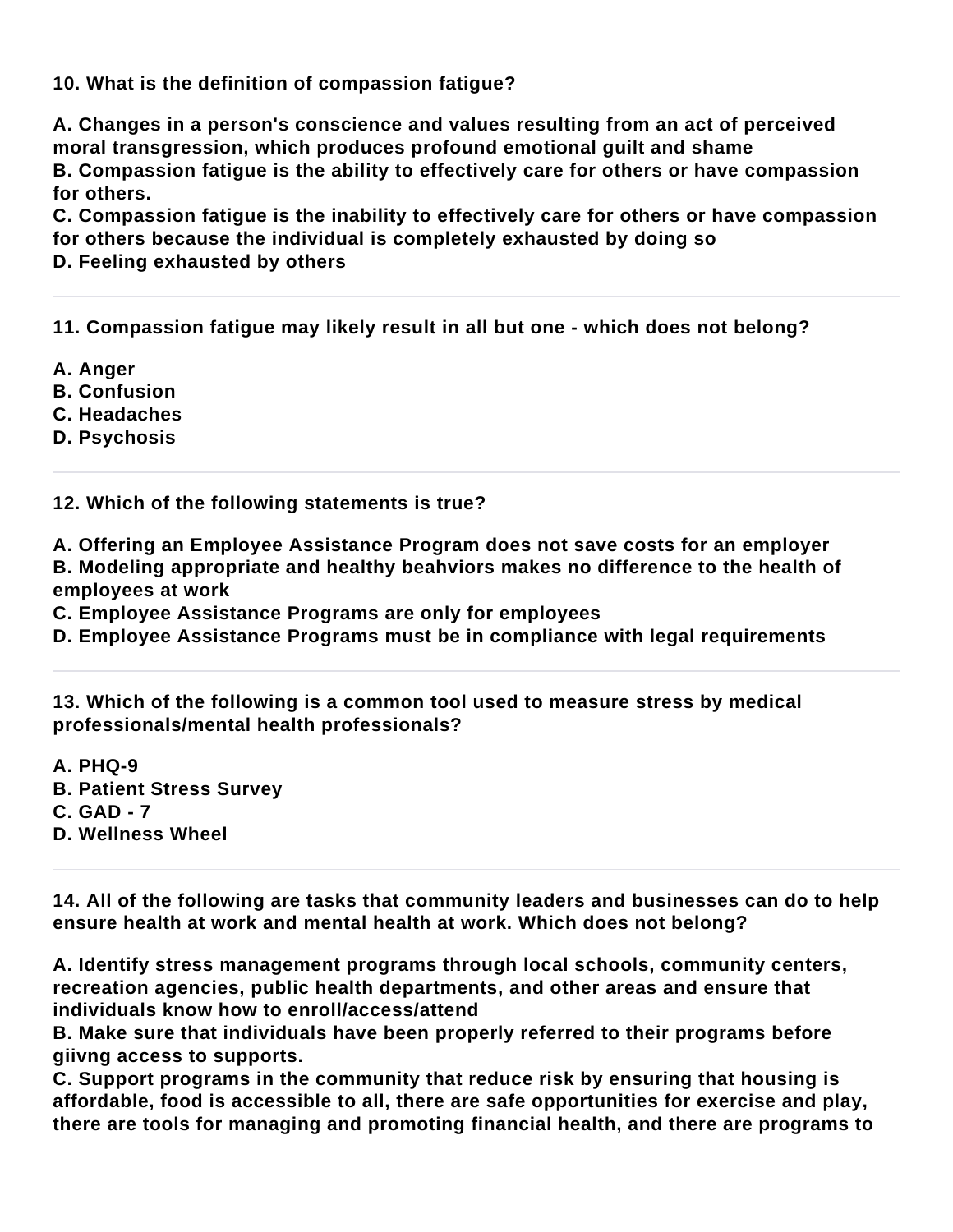**10. What is the definition of compassion fatigue?**

**A. Changes in a person's conscience and values resulting from an act of perceived moral transgression, which produces profound emotional guilt and shame**
**B. Compassion fatigue is the ability to effectively care for others or have compassion for others.**
**C. Compassion fatigue is the inability to effectively care for others or have compassion for others because the individual is completely exhausted by doing so**
**D. Feeling exhausted by others**

---

**11. Compassion fatigue may likely result in all but one - which does not belong?**

**A. Anger**
**B. Confusion**
**C. Headaches**
**D. Psychosis**

---

**12. Which of the following statements is true?**

**A. Offering an Employee Assistance Program does not save costs for an employer**
**B. Modeling appropriate and healthy beahviors makes no difference to the health of employees at work**
**C. Employee Assistance Programs are only for employees**
**D. Employee Assistance Programs must be in compliance with legal requirements**

---

**13. Which of the following is a common tool used to measure stress by medical professionals/mental health professionals?**

**A. PHQ-9**
**B. Patient Stress Survey**
**C. GAD - 7**
**D. Wellness Wheel**

---

**14. All of the following are tasks that community leaders and businesses can do to help ensure health at work and mental health at work. Which does not belong?**

**A. Identify stress management programs through local schools, community centers, recreation agencies, public health departments, and other areas and ensure that individuals know how to enroll/access/attend**
**B. Make sure that individuals have been properly referred to their programs before giivng access to supports.**
**C. Support programs in the community that reduce risk by ensuring that housing is affordable, food is accessible to all, there are safe opportunities for exercise and play, there are tools for managing and promoting financial health, and there are programs to**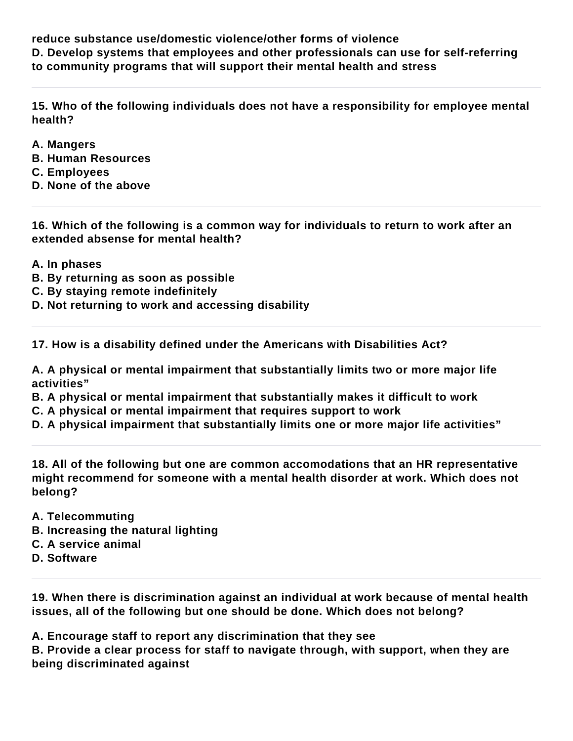**reduce substance use/domestic violence/other forms of violence**
**D. Develop systems that employees and other professionals can use for self-referring to community programs that will support their mental health and stress**

---

**15. Who of the following individuals does not have a responsibility for employee mental health?**

**A. Mangers**
**B. Human Resources**
**C. Employees**
**D. None of the above**

---

**16. Which of the following is a common way for individuals to return to work after an extended absense for mental health?**

**A. In phases**
**B. By returning as soon as possible**
**C. By staying remote indefinitely**
**D. Not returning to work and accessing disability**

---

**17. How is a disability defined under the Americans with Disabilities Act?**

**A. A physical or mental impairment that substantially limits two or more major life activities"**
**B. A physical or mental impairment that substantially makes it difficult to work**
**C. A physical or mental impairment that requires support to work**
**D. A physical impairment that substantially limits one or more major life activities"**

---

**18. All of the following but one are common accomodations that an HR representative might recommend for someone with a mental health disorder at work. Which does not belong?**

**A. Telecommuting**
**B. Increasing the natural lighting**
**C. A service animal**
**D. Software**

---

**19. When there is discrimination against an individual at work because of mental health issues, all of the following but one should be done. Which does not belong?**

**A. Encourage staff to report any discrimination that they see**
**B. Provide a clear process for staff to navigate through, with support, when they are being discriminated against**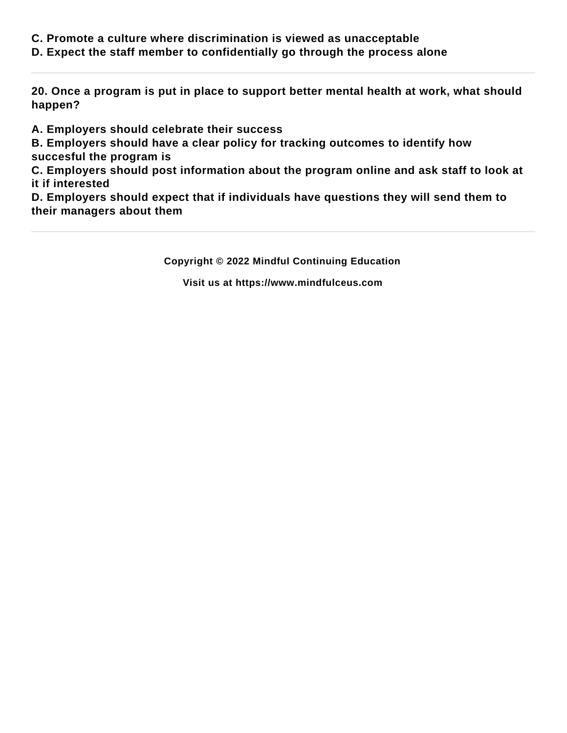**C. Promote a culture where discrimination is viewed as unacceptable**
**D. Expect the staff member to confidentially go through the process alone**

---

**20. Once a program is put in place to support better mental health at work, what should happen?**

**A. Employers should celebrate their success**
**B. Employers should have a clear policy for tracking outcomes to identify how succesful the program is**
**C. Employers should post information about the program online and ask staff to look at it if interested**
**D. Employers should expect that if individuals have questions they will send them to their managers about them**

---

**Copyright © 2022 Mindful Continuing Education**

**Visit us at https://www.mindfulceus.com**